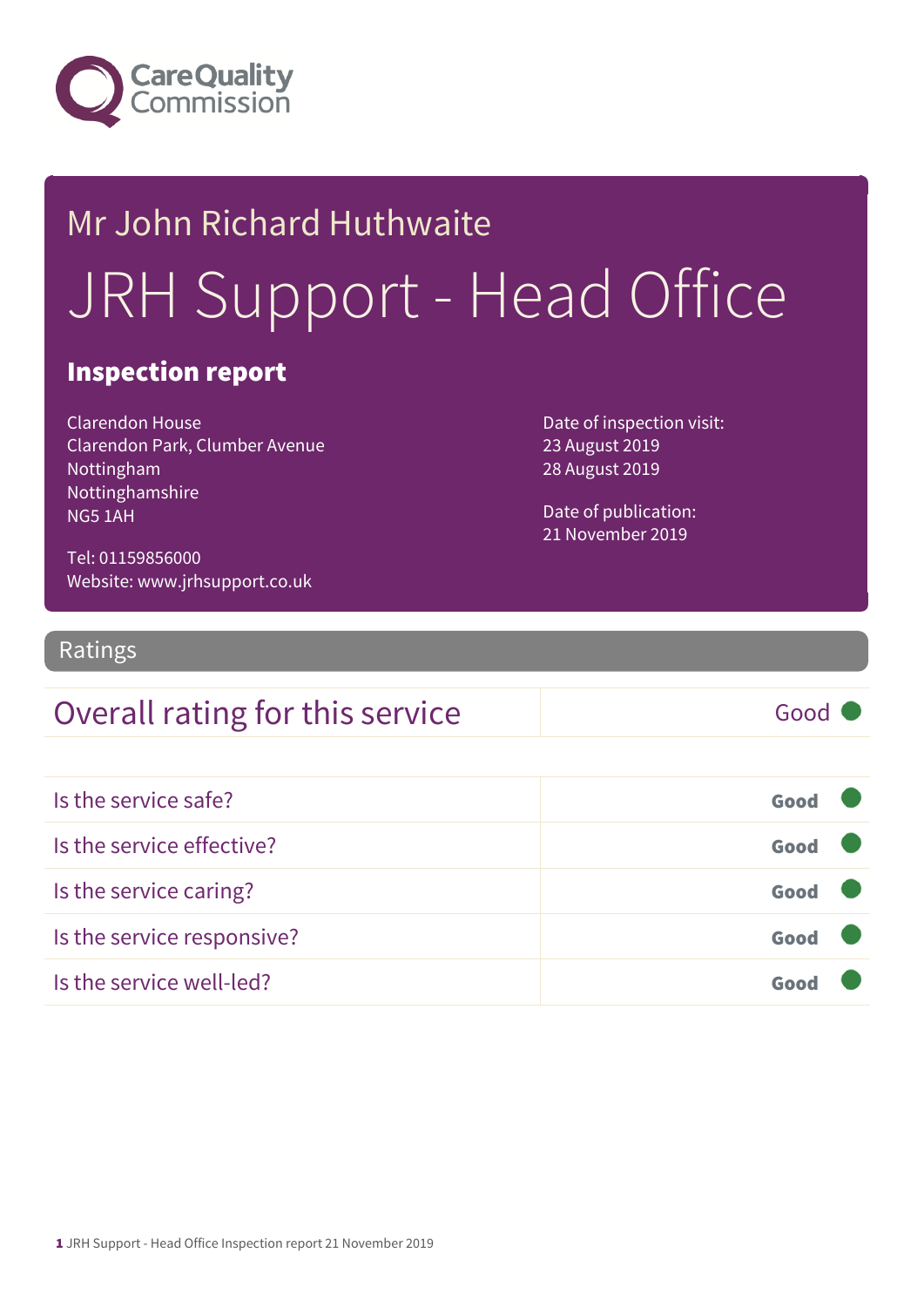Care Quality Commission

# Mr John Richard Huthwaite

# JRH Support - Head Office

## Inspection report

Clarendon House
Clarendon Park, Clumber Avenue
Nottingham
Nottinghamshire
NG5 1AH

Tel: 01159856000
Website: www.jrhsupport.co.uk

Date of inspection visit:
23 August 2019
28 August 2019

Date of publication:
21 November 2019

## Ratings

| | |
|---|---|
| Overall rating for this service | Good |

| | |
|---|---|
| Is the service safe? | Good |
| Is the service effective? | Good |
| Is the service caring? | Good |
| Is the service responsive? | Good |
| Is the service well-led? | Good |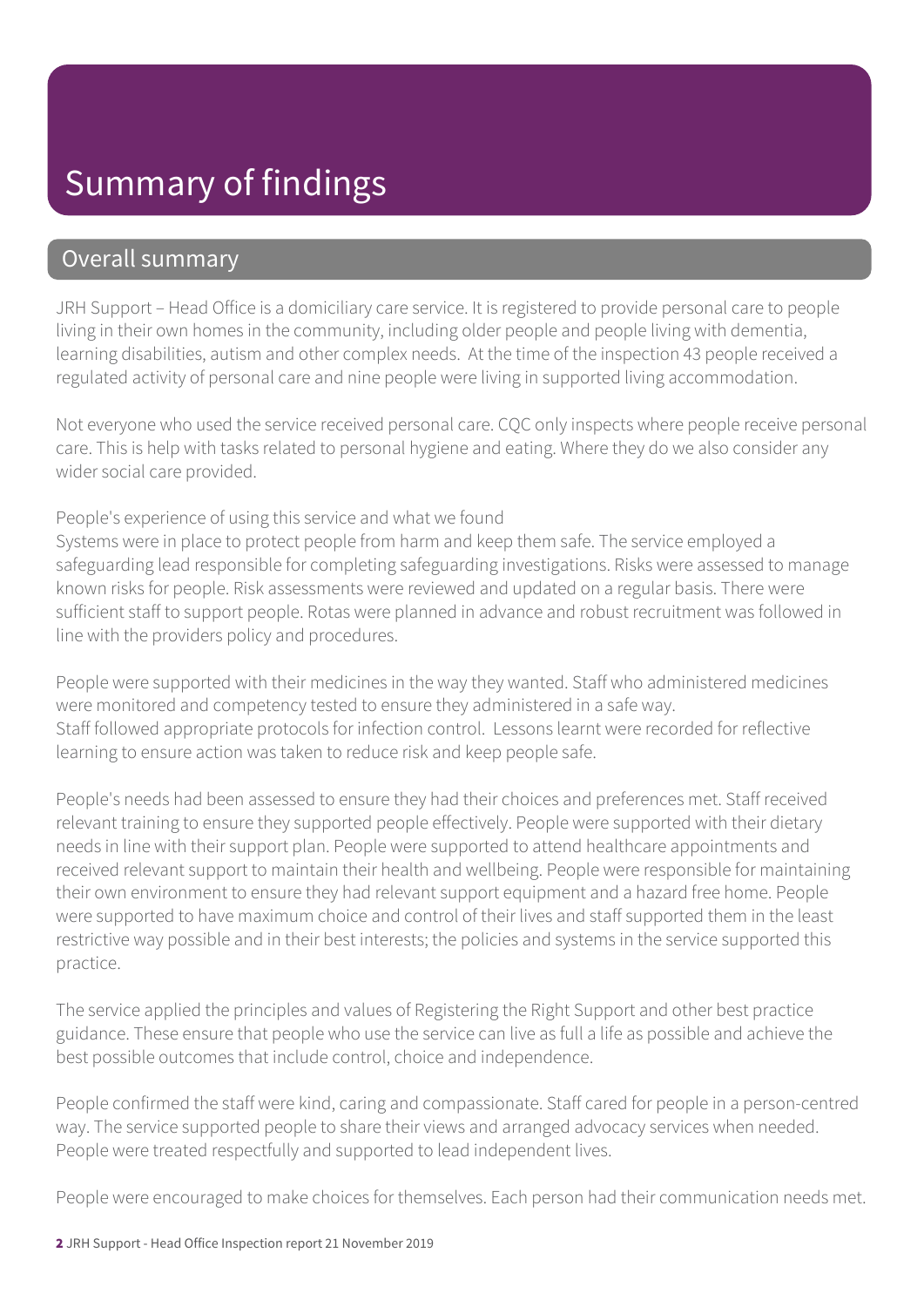# Summary of findings

## Overall summary

JRH Support – Head Office is a domiciliary care service. It is registered to provide personal care to people living in their own homes in the community, including older people and people living with dementia, learning disabilities, autism and other complex needs. At the time of the inspection 43 people received a regulated activity of personal care and nine people were living in supported living accommodation.

Not everyone who used the service received personal care. CQC only inspects where people receive personal care. This is help with tasks related to personal hygiene and eating. Where they do we also consider any wider social care provided.

People's experience of using this service and what we found
Systems were in place to protect people from harm and keep them safe. The service employed a safeguarding lead responsible for completing safeguarding investigations. Risks were assessed to manage known risks for people. Risk assessments were reviewed and updated on a regular basis. There were sufficient staff to support people. Rotas were planned in advance and robust recruitment was followed in line with the providers policy and procedures.

People were supported with their medicines in the way they wanted. Staff who administered medicines were monitored and competency tested to ensure they administered in a safe way.
Staff followed appropriate protocols for infection control. Lessons learnt were recorded for reflective learning to ensure action was taken to reduce risk and keep people safe.

People's needs had been assessed to ensure they had their choices and preferences met. Staff received relevant training to ensure they supported people effectively. People were supported with their dietary needs in line with their support plan. People were supported to attend healthcare appointments and received relevant support to maintain their health and wellbeing. People were responsible for maintaining their own environment to ensure they had relevant support equipment and a hazard free home. People were supported to have maximum choice and control of their lives and staff supported them in the least restrictive way possible and in their best interests; the policies and systems in the service supported this practice.

The service applied the principles and values of Registering the Right Support and other best practice guidance. These ensure that people who use the service can live as full a life as possible and achieve the best possible outcomes that include control, choice and independence.

People confirmed the staff were kind, caring and compassionate. Staff cared for people in a person-centred way. The service supported people to share their views and arranged advocacy services when needed. People were treated respectfully and supported to lead independent lives.

People were encouraged to make choices for themselves. Each person had their communication needs met.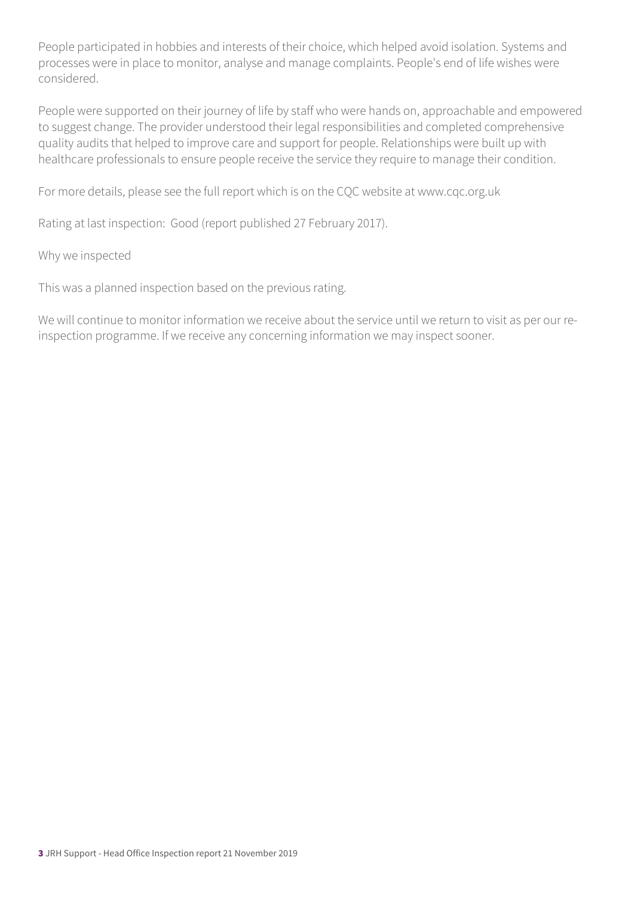People participated in hobbies and interests of their choice, which helped avoid isolation. Systems and processes were in place to monitor, analyse and manage complaints. People's end of life wishes were considered.

People were supported on their journey of life by staff who were hands on, approachable and empowered to suggest change. The provider understood their legal responsibilities and completed comprehensive quality audits that helped to improve care and support for people. Relationships were built up with healthcare professionals to ensure people receive the service they require to manage their condition.

For more details, please see the full report which is on the CQC website at www.cqc.org.uk

Rating at last inspection: Good (report published 27 February 2017).

Why we inspected

This was a planned inspection based on the previous rating.

We will continue to monitor information we receive about the service until we return to visit as per our re-inspection programme. If we receive any concerning information we may inspect sooner.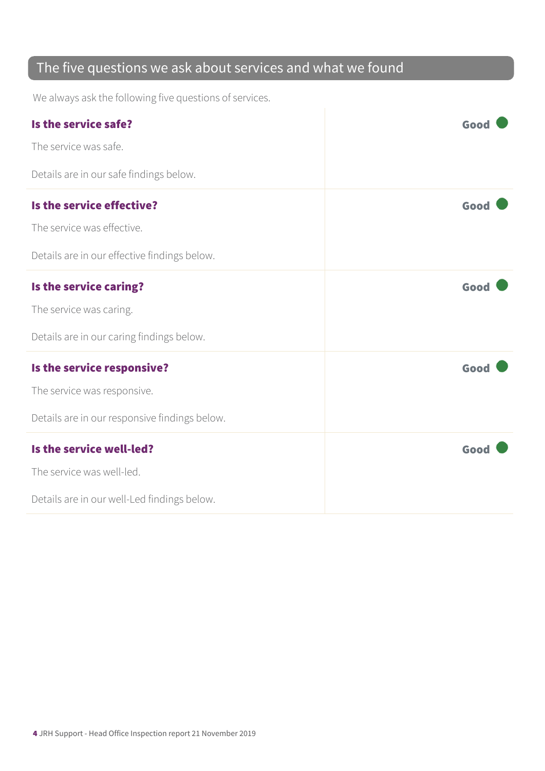## The five questions we ask about services and what we found

We always ask the following five questions of services.

**Is the service safe?** — Good

The service was safe.

Details are in our safe findings below.

**Is the service effective?** — Good

The service was effective.

Details are in our effective findings below.

**Is the service caring?** — Good

The service was caring.

Details are in our caring findings below.

**Is the service responsive?** — Good

The service was responsive.

Details are in our responsive findings below.

**Is the service well-led?** — Good

The service was well-led.

Details are in our well-Led findings below.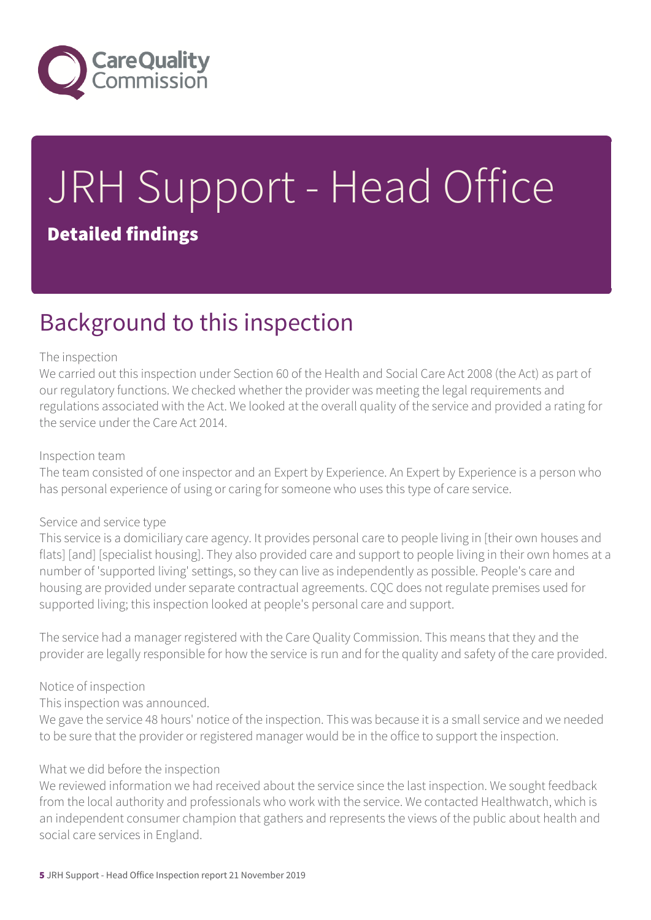# JRH Support - Head Office

**Detailed findings**

## Background to this inspection

The inspection
We carried out this inspection under Section 60 of the Health and Social Care Act 2008 (the Act) as part of our regulatory functions. We checked whether the provider was meeting the legal requirements and regulations associated with the Act. We looked at the overall quality of the service and provided a rating for the service under the Care Act 2014.

Inspection team
The team consisted of one inspector and an Expert by Experience. An Expert by Experience is a person who has personal experience of using or caring for someone who uses this type of care service.

Service and service type
This service is a domiciliary care agency. It provides personal care to people living in [their own houses and flats] [and] [specialist housing]. They also provided care and support to people living in their own homes at a number of 'supported living' settings, so they can live as independently as possible. People's care and housing are provided under separate contractual agreements. CQC does not regulate premises used for supported living; this inspection looked at people's personal care and support.

The service had a manager registered with the Care Quality Commission. This means that they and the provider are legally responsible for how the service is run and for the quality and safety of the care provided.

Notice of inspection
This inspection was announced.
We gave the service 48 hours' notice of the inspection. This was because it is a small service and we needed to be sure that the provider or registered manager would be in the office to support the inspection.

What we did before the inspection
We reviewed information we had received about the service since the last inspection. We sought feedback from the local authority and professionals who work with the service. We contacted Healthwatch, which is an independent consumer champion that gathers and represents the views of the public about health and social care services in England.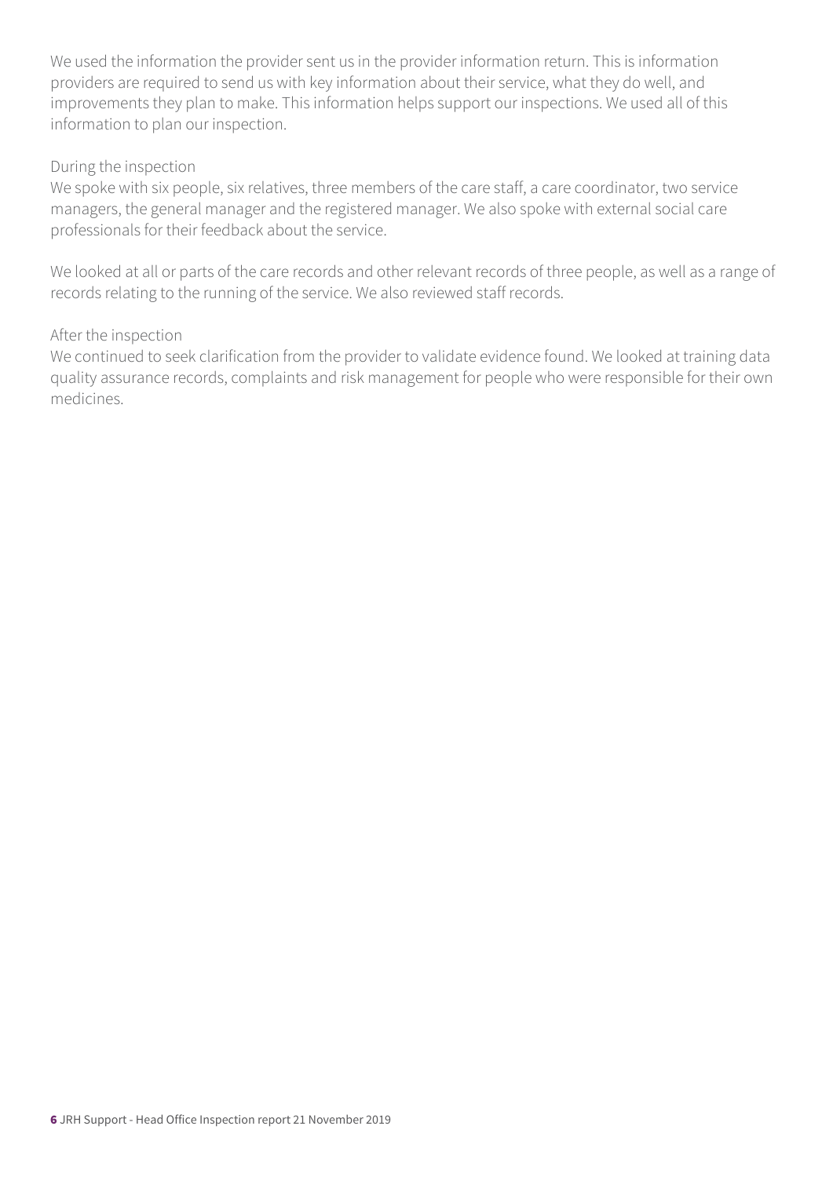We used the information the provider sent us in the provider information return. This is information providers are required to send us with key information about their service, what they do well, and improvements they plan to make. This information helps support our inspections. We used all of this information to plan our inspection.

During the inspection

We spoke with six people, six relatives, three members of the care staff, a care coordinator, two service managers, the general manager and the registered manager. We also spoke with external social care professionals for their feedback about the service.

We looked at all or parts of the care records and other relevant records of three people, as well as a range of records relating to the running of the service. We also reviewed staff records.

After the inspection

We continued to seek clarification from the provider to validate evidence found. We looked at training data quality assurance records, complaints and risk management for people who were responsible for their own medicines.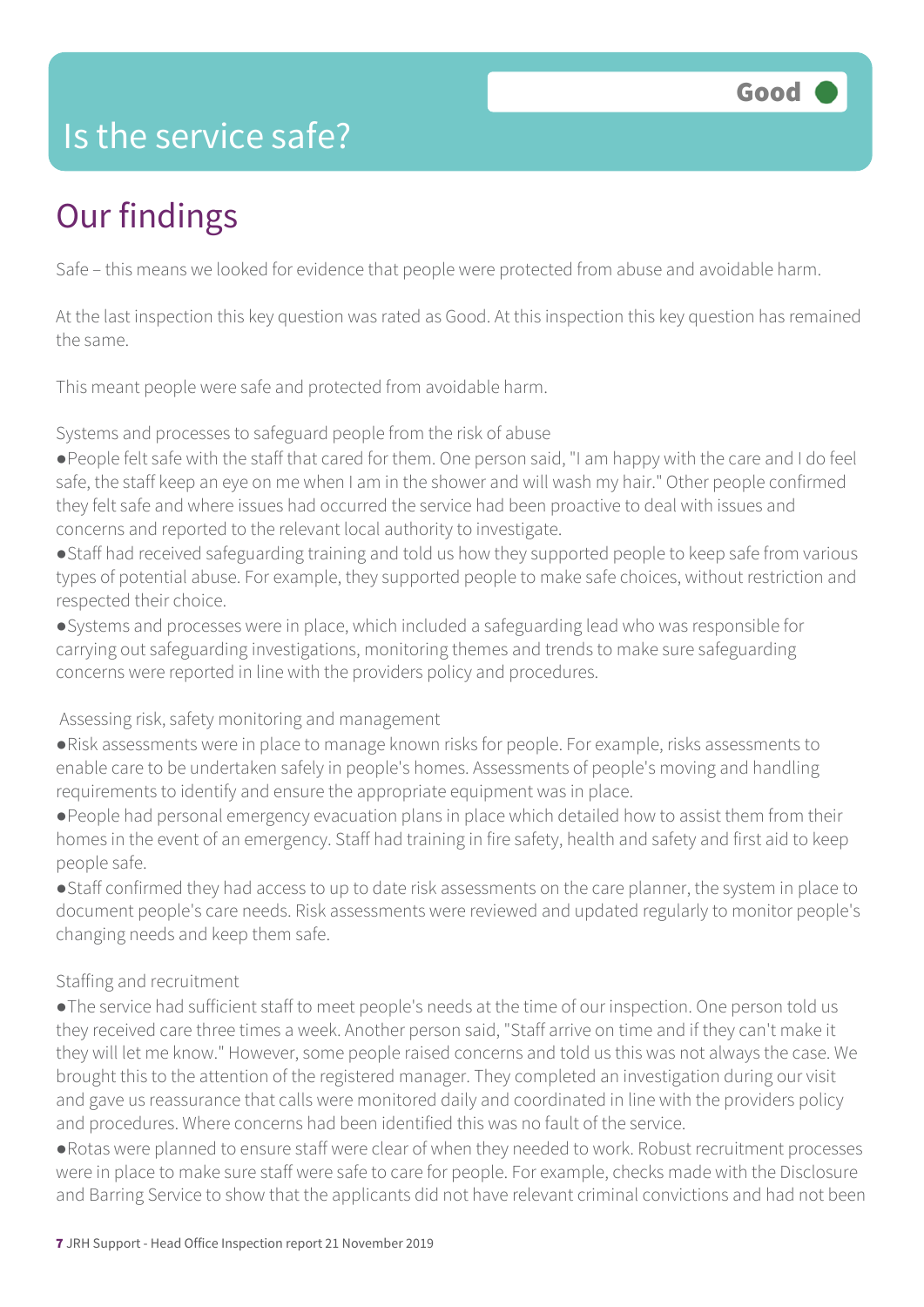# Is the service safe?

Good

## Our findings

Safe – this means we looked for evidence that people were protected from abuse and avoidable harm.

At the last inspection this key question was rated as Good. At this inspection this key question has remained the same.

This meant people were safe and protected from avoidable harm.

Systems and processes to safeguard people from the risk of abuse

- People felt safe with the staff that cared for them. One person said, "I am happy with the care and I do feel safe, the staff keep an eye on me when I am in the shower and will wash my hair." Other people confirmed they felt safe and where issues had occurred the service had been proactive to deal with issues and concerns and reported to the relevant local authority to investigate.
- Staff had received safeguarding training and told us how they supported people to keep safe from various types of potential abuse. For example, they supported people to make safe choices, without restriction and respected their choice.
- Systems and processes were in place, which included a safeguarding lead who was responsible for carrying out safeguarding investigations, monitoring themes and trends to make sure safeguarding concerns were reported in line with the providers policy and procedures.

Assessing risk, safety monitoring and management

- Risk assessments were in place to manage known risks for people. For example, risks assessments to enable care to be undertaken safely in people's homes. Assessments of people's moving and handling requirements to identify and ensure the appropriate equipment was in place.
- People had personal emergency evacuation plans in place which detailed how to assist them from their homes in the event of an emergency. Staff had training in fire safety, health and safety and first aid to keep people safe.
- Staff confirmed they had access to up to date risk assessments on the care planner, the system in place to document people's care needs. Risk assessments were reviewed and updated regularly to monitor people's changing needs and keep them safe.

Staffing and recruitment

- The service had sufficient staff to meet people's needs at the time of our inspection. One person told us they received care three times a week. Another person said, "Staff arrive on time and if they can't make it they will let me know." However, some people raised concerns and told us this was not always the case. We brought this to the attention of the registered manager. They completed an investigation during our visit and gave us reassurance that calls were monitored daily and coordinated in line with the providers policy and procedures. Where concerns had been identified this was no fault of the service.
- Rotas were planned to ensure staff were clear of when they needed to work. Robust recruitment processes were in place to make sure staff were safe to care for people. For example, checks made with the Disclosure and Barring Service to show that the applicants did not have relevant criminal convictions and had not been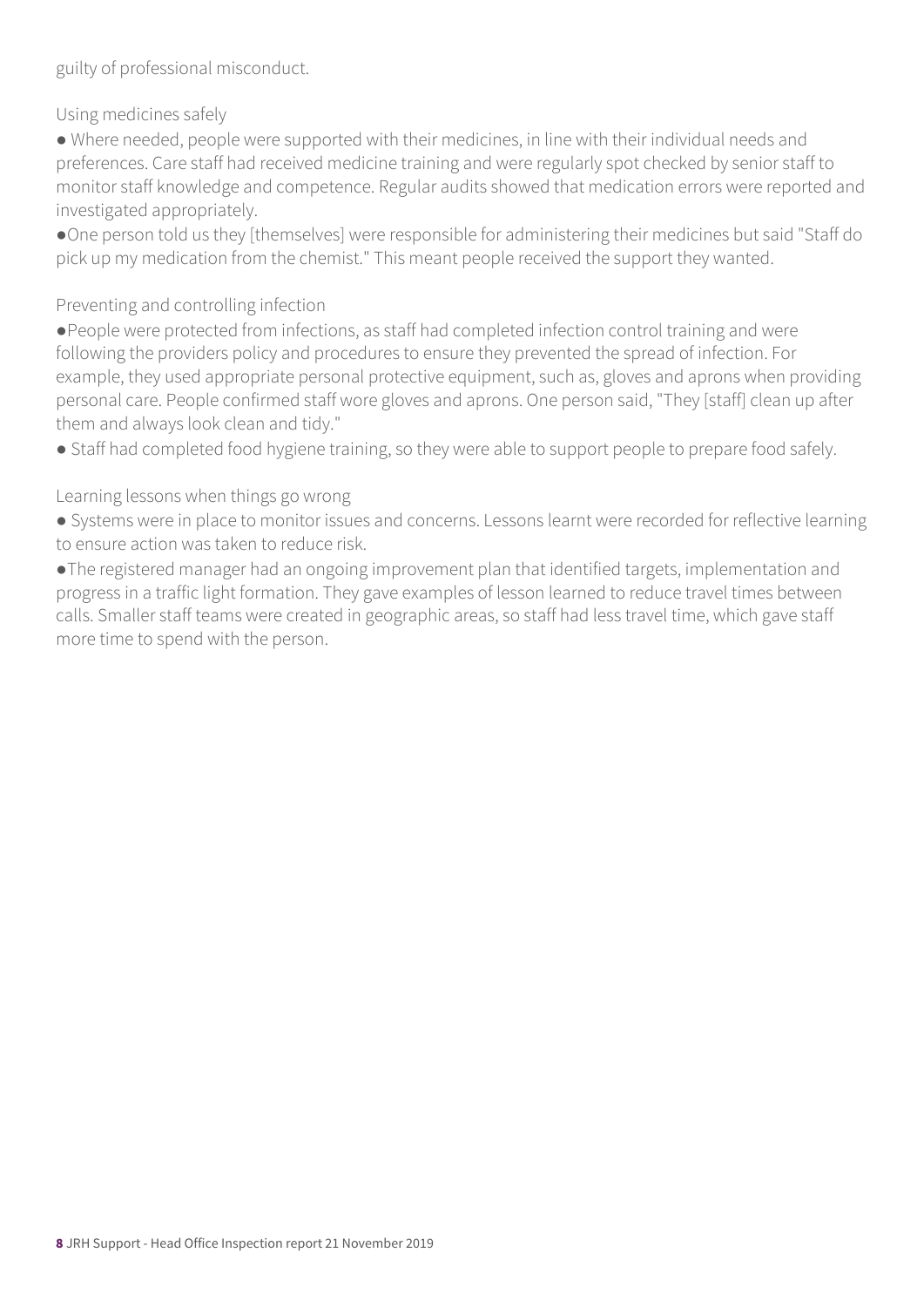guilty of professional misconduct.

### Using medicines safely

- Where needed, people were supported with their medicines, in line with their individual needs and preferences. Care staff had received medicine training and were regularly spot checked by senior staff to monitor staff knowledge and competence. Regular audits showed that medication errors were reported and investigated appropriately.
- One person told us they [themselves] were responsible for administering their medicines but said "Staff do pick up my medication from the chemist." This meant people received the support they wanted.

### Preventing and controlling infection

- People were protected from infections, as staff had completed infection control training and were following the providers policy and procedures to ensure they prevented the spread of infection. For example, they used appropriate personal protective equipment, such as, gloves and aprons when providing personal care. People confirmed staff wore gloves and aprons. One person said, "They [staff] clean up after them and always look clean and tidy."
- Staff had completed food hygiene training, so they were able to support people to prepare food safely.

### Learning lessons when things go wrong

- Systems were in place to monitor issues and concerns. Lessons learnt were recorded for reflective learning to ensure action was taken to reduce risk.
- The registered manager had an ongoing improvement plan that identified targets, implementation and progress in a traffic light formation. They gave examples of lesson learned to reduce travel times between calls. Smaller staff teams were created in geographic areas, so staff had less travel time, which gave staff more time to spend with the person.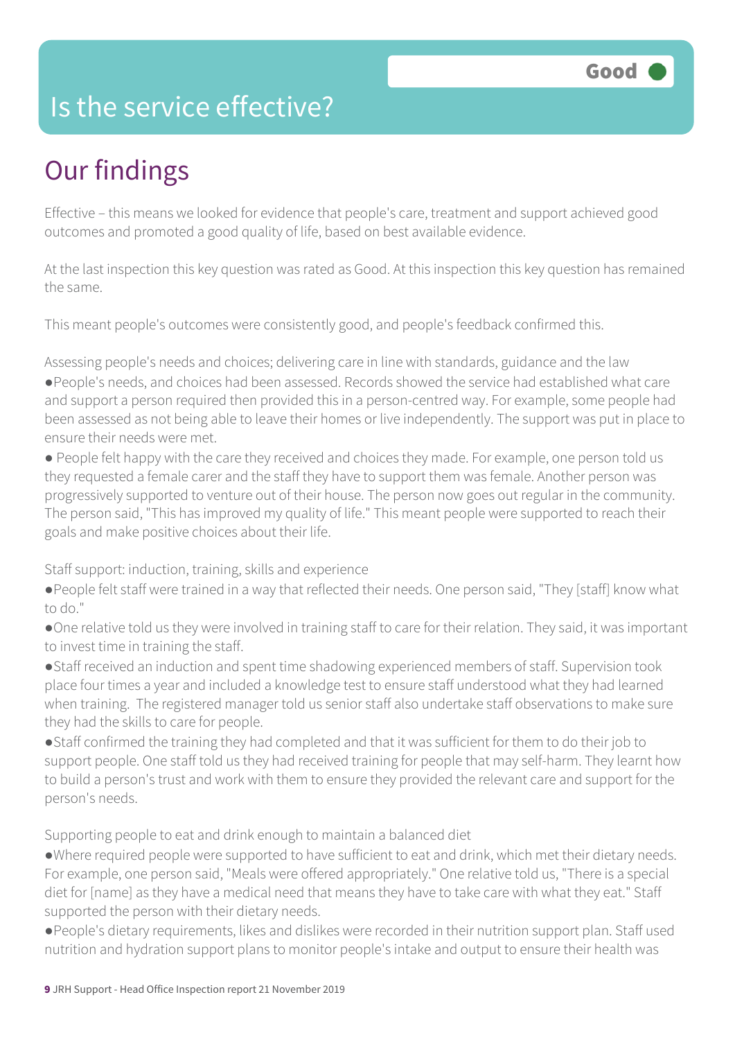# Is the service effective?

Good

## Our findings

Effective – this means we looked for evidence that people's care, treatment and support achieved good outcomes and promoted a good quality of life, based on best available evidence.

At the last inspection this key question was rated as Good. At this inspection this key question has remained the same.

This meant people's outcomes were consistently good, and people's feedback confirmed this.

Assessing people's needs and choices; delivering care in line with standards, guidance and the law

- People's needs, and choices had been assessed. Records showed the service had established what care and support a person required then provided this in a person-centred way. For example, some people had been assessed as not being able to leave their homes or live independently. The support was put in place to ensure their needs were met.
- People felt happy with the care they received and choices they made. For example, one person told us they requested a female carer and the staff they have to support them was female. Another person was progressively supported to venture out of their house. The person now goes out regular in the community. The person said, "This has improved my quality of life." This meant people were supported to reach their goals and make positive choices about their life.

Staff support: induction, training, skills and experience

- People felt staff were trained in a way that reflected their needs. One person said, "They [staff] know what to do."
- One relative told us they were involved in training staff to care for their relation. They said, it was important to invest time in training the staff.
- Staff received an induction and spent time shadowing experienced members of staff. Supervision took place four times a year and included a knowledge test to ensure staff understood what they had learned when training. The registered manager told us senior staff also undertake staff observations to make sure they had the skills to care for people.
- Staff confirmed the training they had completed and that it was sufficient for them to do their job to support people. One staff told us they had received training for people that may self-harm. They learnt how to build a person's trust and work with them to ensure they provided the relevant care and support for the person's needs.

Supporting people to eat and drink enough to maintain a balanced diet

- Where required people were supported to have sufficient to eat and drink, which met their dietary needs. For example, one person said, "Meals were offered appropriately." One relative told us, "There is a special diet for [name] as they have a medical need that means they have to take care with what they eat." Staff supported the person with their dietary needs.
- People's dietary requirements, likes and dislikes were recorded in their nutrition support plan. Staff used nutrition and hydration support plans to monitor people's intake and output to ensure their health was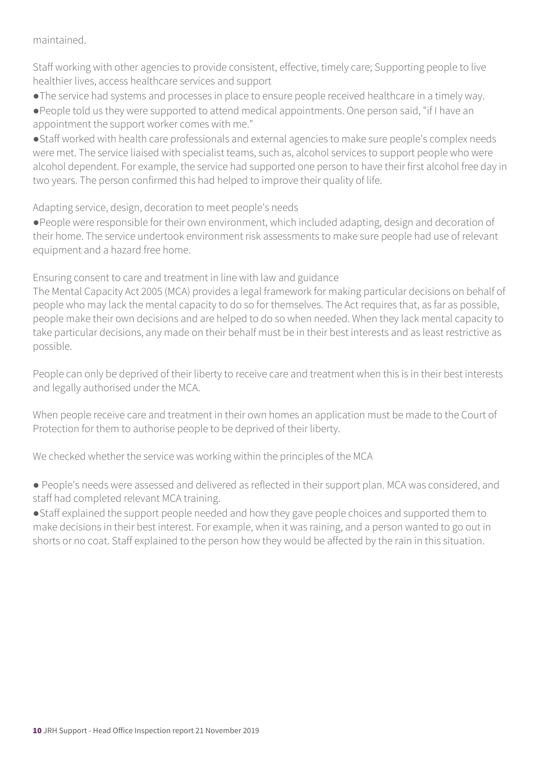maintained.

Staff working with other agencies to provide consistent, effective, timely care; Supporting people to live healthier lives, access healthcare services and support

- The service had systems and processes in place to ensure people received healthcare in a timely way.
- People told us they were supported to attend medical appointments. One person said, "if I have an appointment the support worker comes with me."
- Staff worked with health care professionals and external agencies to make sure people's complex needs were met. The service liaised with specialist teams, such as, alcohol services to support people who were alcohol dependent. For example, the service had supported one person to have their first alcohol free day in two years. The person confirmed this had helped to improve their quality of life.

Adapting service, design, decoration to meet people's needs

- People were responsible for their own environment, which included adapting, design and decoration of their home. The service undertook environment risk assessments to make sure people had use of relevant equipment and a hazard free home.

Ensuring consent to care and treatment in line with law and guidance

The Mental Capacity Act 2005 (MCA) provides a legal framework for making particular decisions on behalf of people who may lack the mental capacity to do so for themselves. The Act requires that, as far as possible, people make their own decisions and are helped to do so when needed. When they lack mental capacity to take particular decisions, any made on their behalf must be in their best interests and as least restrictive as possible.

People can only be deprived of their liberty to receive care and treatment when this is in their best interests and legally authorised under the MCA.

When people receive care and treatment in their own homes an application must be made to the Court of Protection for them to authorise people to be deprived of their liberty.

We checked whether the service was working within the principles of the MCA

- People's needs were assessed and delivered as reflected in their support plan. MCA was considered, and staff had completed relevant MCA training.
- Staff explained the support people needed and how they gave people choices and supported them to make decisions in their best interest. For example, when it was raining, and a person wanted to go out in shorts or no coat. Staff explained to the person how they would be affected by the rain in this situation.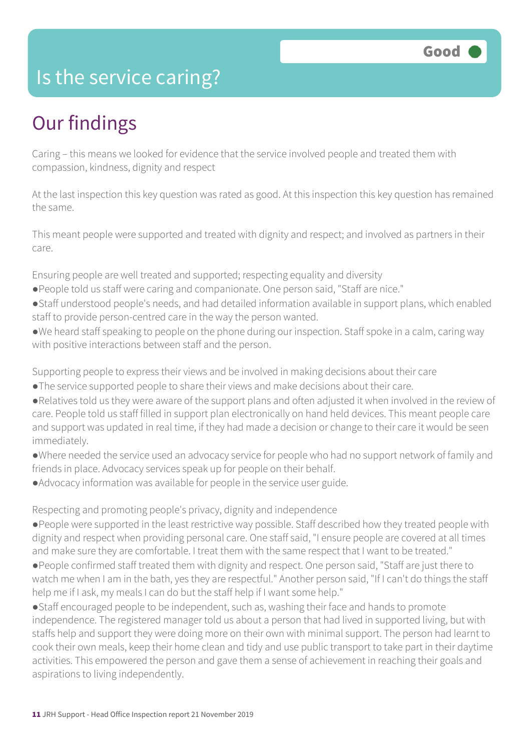# Is the service caring?

Good

## Our findings

Caring – this means we looked for evidence that the service involved people and treated them with compassion, kindness, dignity and respect

At the last inspection this key question was rated as good. At this inspection this key question has remained the same.

This meant people were supported and treated with dignity and respect; and involved as partners in their care.

Ensuring people are well treated and supported; respecting equality and diversity

- People told us staff were caring and companionate. One person said, "Staff are nice."
- Staff understood people's needs, and had detailed information available in support plans, which enabled staff to provide person-centred care in the way the person wanted.
- We heard staff speaking to people on the phone during our inspection. Staff spoke in a calm, caring way with positive interactions between staff and the person.

Supporting people to express their views and be involved in making decisions about their care

- The service supported people to share their views and make decisions about their care.
- Relatives told us they were aware of the support plans and often adjusted it when involved in the review of care. People told us staff filled in support plan electronically on hand held devices. This meant people care and support was updated in real time, if they had made a decision or change to their care it would be seen immediately.
- Where needed the service used an advocacy service for people who had no support network of family and friends in place. Advocacy services speak up for people on their behalf.
- Advocacy information was available for people in the service user guide.

Respecting and promoting people's privacy, dignity and independence

- People were supported in the least restrictive way possible. Staff described how they treated people with dignity and respect when providing personal care. One staff said, "I ensure people are covered at all times and make sure they are comfortable. I treat them with the same respect that I want to be treated."
- People confirmed staff treated them with dignity and respect. One person said, "Staff are just there to watch me when I am in the bath, yes they are respectful." Another person said, "If I can't do things the staff help me if I ask, my meals I can do but the staff help if I want some help."
- Staff encouraged people to be independent, such as, washing their face and hands to promote independence. The registered manager told us about a person that had lived in supported living, but with staffs help and support they were doing more on their own with minimal support. The person had learnt to cook their own meals, keep their home clean and tidy and use public transport to take part in their daytime activities. This empowered the person and gave them a sense of achievement in reaching their goals and aspirations to living independently.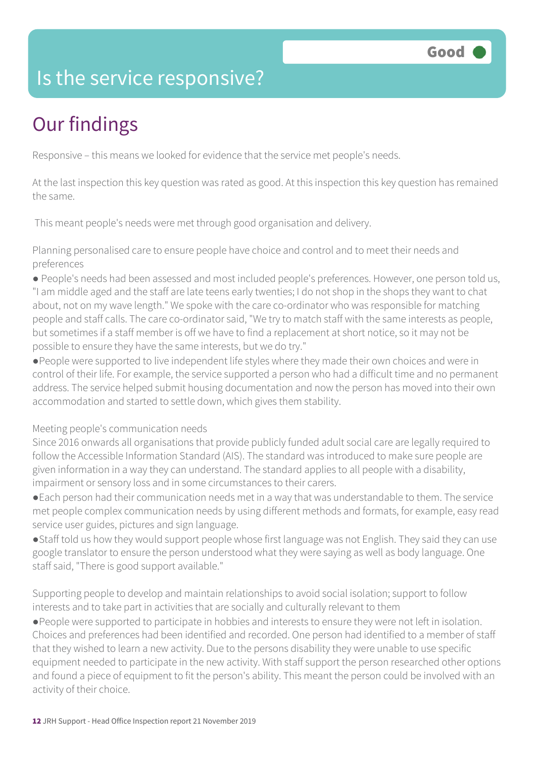# Is the service responsive?

**Good**

## Our findings

Responsive – this means we looked for evidence that the service met people's needs.

At the last inspection this key question was rated as good. At this inspection this key question has remained the same.

This meant people's needs were met through good organisation and delivery.

Planning personalised care to ensure people have choice and control and to meet their needs and preferences

- People's needs had been assessed and most included people's preferences. However, one person told us, "I am middle aged and the staff are late teens early twenties; I do not shop in the shops they want to chat about, not on my wave length." We spoke with the care co-ordinator who was responsible for matching people and staff calls. The care co-ordinator said, "We try to match staff with the same interests as people, but sometimes if a staff member is off we have to find a replacement at short notice, so it may not be possible to ensure they have the same interests, but we do try."
- People were supported to live independent life styles where they made their own choices and were in control of their life. For example, the service supported a person who had a difficult time and no permanent address. The service helped submit housing documentation and now the person has moved into their own accommodation and started to settle down, which gives them stability.

Meeting people's communication needs

Since 2016 onwards all organisations that provide publicly funded adult social care are legally required to follow the Accessible Information Standard (AIS). The standard was introduced to make sure people are given information in a way they can understand. The standard applies to all people with a disability, impairment or sensory loss and in some circumstances to their carers.

- Each person had their communication needs met in a way that was understandable to them. The service met people complex communication needs by using different methods and formats, for example, easy read service user guides, pictures and sign language.
- Staff told us how they would support people whose first language was not English. They said they can use google translator to ensure the person understood what they were saying as well as body language. One staff said, "There is good support available."

Supporting people to develop and maintain relationships to avoid social isolation; support to follow interests and to take part in activities that are socially and culturally relevant to them

- People were supported to participate in hobbies and interests to ensure they were not left in isolation. Choices and preferences had been identified and recorded. One person had identified to a member of staff that they wished to learn a new activity. Due to the persons disability they were unable to use specific equipment needed to participate in the new activity. With staff support the person researched other options and found a piece of equipment to fit the person's ability. This meant the person could be involved with an activity of their choice.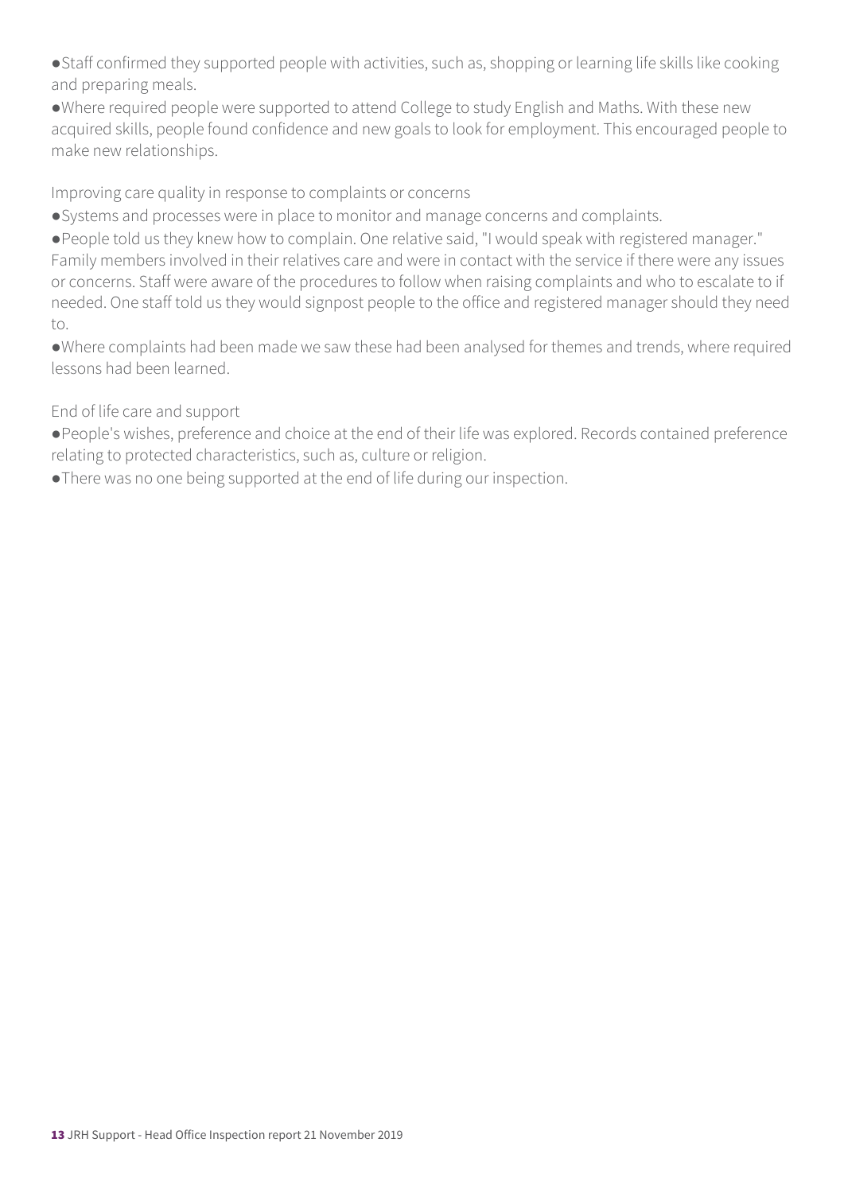- Staff confirmed they supported people with activities, such as, shopping or learning life skills like cooking and preparing meals.
- Where required people were supported to attend College to study English and Maths. With these new acquired skills, people found confidence and new goals to look for employment. This encouraged people to make new relationships.

Improving care quality in response to complaints or concerns

- Systems and processes were in place to monitor and manage concerns and complaints.
- People told us they knew how to complain. One relative said, "I would speak with registered manager." Family members involved in their relatives care and were in contact with the service if there were any issues or concerns. Staff were aware of the procedures to follow when raising complaints and who to escalate to if needed. One staff told us they would signpost people to the office and registered manager should they need to.
- Where complaints had been made we saw these had been analysed for themes and trends, where required lessons had been learned.

End of life care and support

- People's wishes, preference and choice at the end of their life was explored. Records contained preference relating to protected characteristics, such as, culture or religion.
- There was no one being supported at the end of life during our inspection.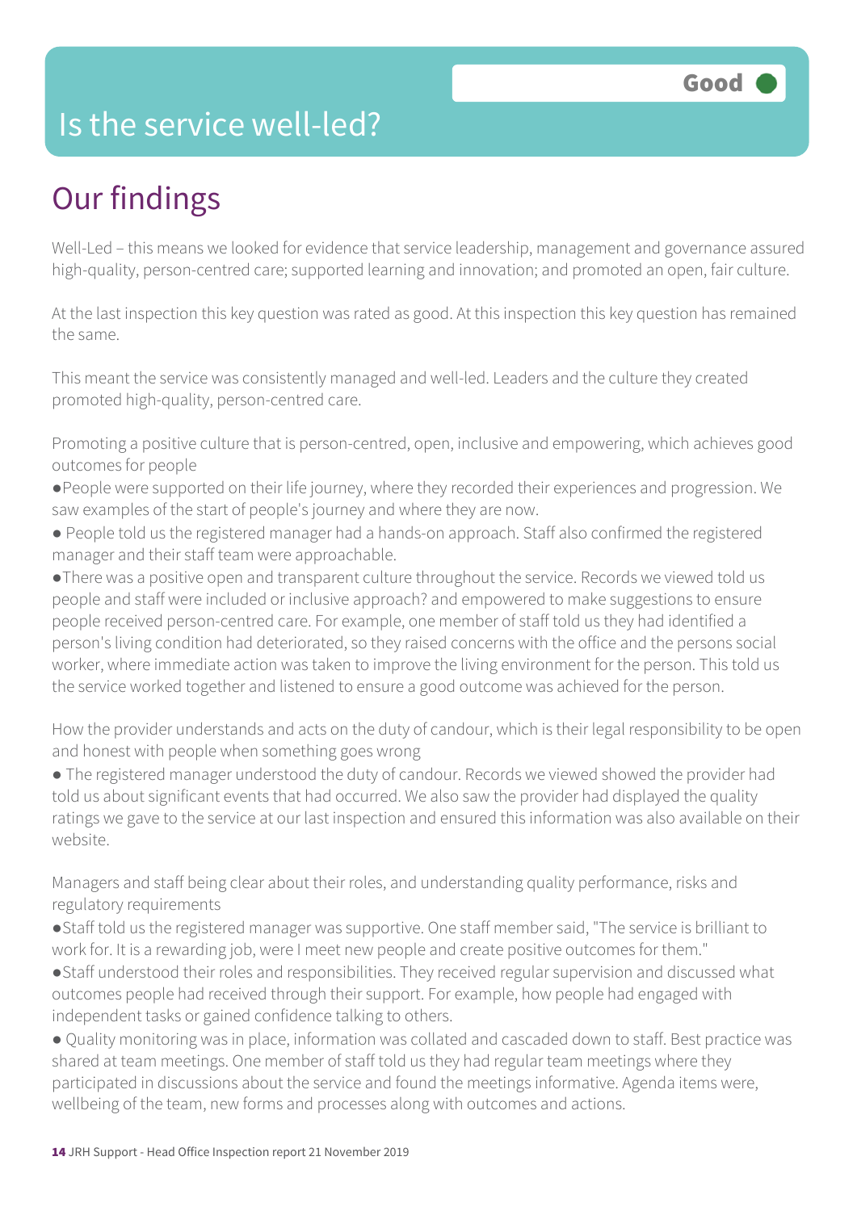# Is the service well-led?

**Good**

## Our findings

Well-Led – this means we looked for evidence that service leadership, management and governance assured high-quality, person-centred care; supported learning and innovation; and promoted an open, fair culture.

At the last inspection this key question was rated as good. At this inspection this key question has remained the same.

This meant the service was consistently managed and well-led. Leaders and the culture they created promoted high-quality, person-centred care.

Promoting a positive culture that is person-centred, open, inclusive and empowering, which achieves good outcomes for people

- People were supported on their life journey, where they recorded their experiences and progression. We saw examples of the start of people's journey and where they are now.
- People told us the registered manager had a hands-on approach. Staff also confirmed the registered manager and their staff team were approachable.
- There was a positive open and transparent culture throughout the service. Records we viewed told us people and staff were included or inclusive approach? and empowered to make suggestions to ensure people received person-centred care. For example, one member of staff told us they had identified a person's living condition had deteriorated, so they raised concerns with the office and the persons social worker, where immediate action was taken to improve the living environment for the person. This told us the service worked together and listened to ensure a good outcome was achieved for the person.

How the provider understands and acts on the duty of candour, which is their legal responsibility to be open and honest with people when something goes wrong

- The registered manager understood the duty of candour. Records we viewed showed the provider had told us about significant events that had occurred. We also saw the provider had displayed the quality ratings we gave to the service at our last inspection and ensured this information was also available on their website.

Managers and staff being clear about their roles, and understanding quality performance, risks and regulatory requirements

- Staff told us the registered manager was supportive. One staff member said, "The service is brilliant to work for. It is a rewarding job, were I meet new people and create positive outcomes for them."
- Staff understood their roles and responsibilities. They received regular supervision and discussed what outcomes people had received through their support. For example, how people had engaged with independent tasks or gained confidence talking to others.
- Quality monitoring was in place, information was collated and cascaded down to staff. Best practice was shared at team meetings. One member of staff told us they had regular team meetings where they participated in discussions about the service and found the meetings informative. Agenda items were, wellbeing of the team, new forms and processes along with outcomes and actions.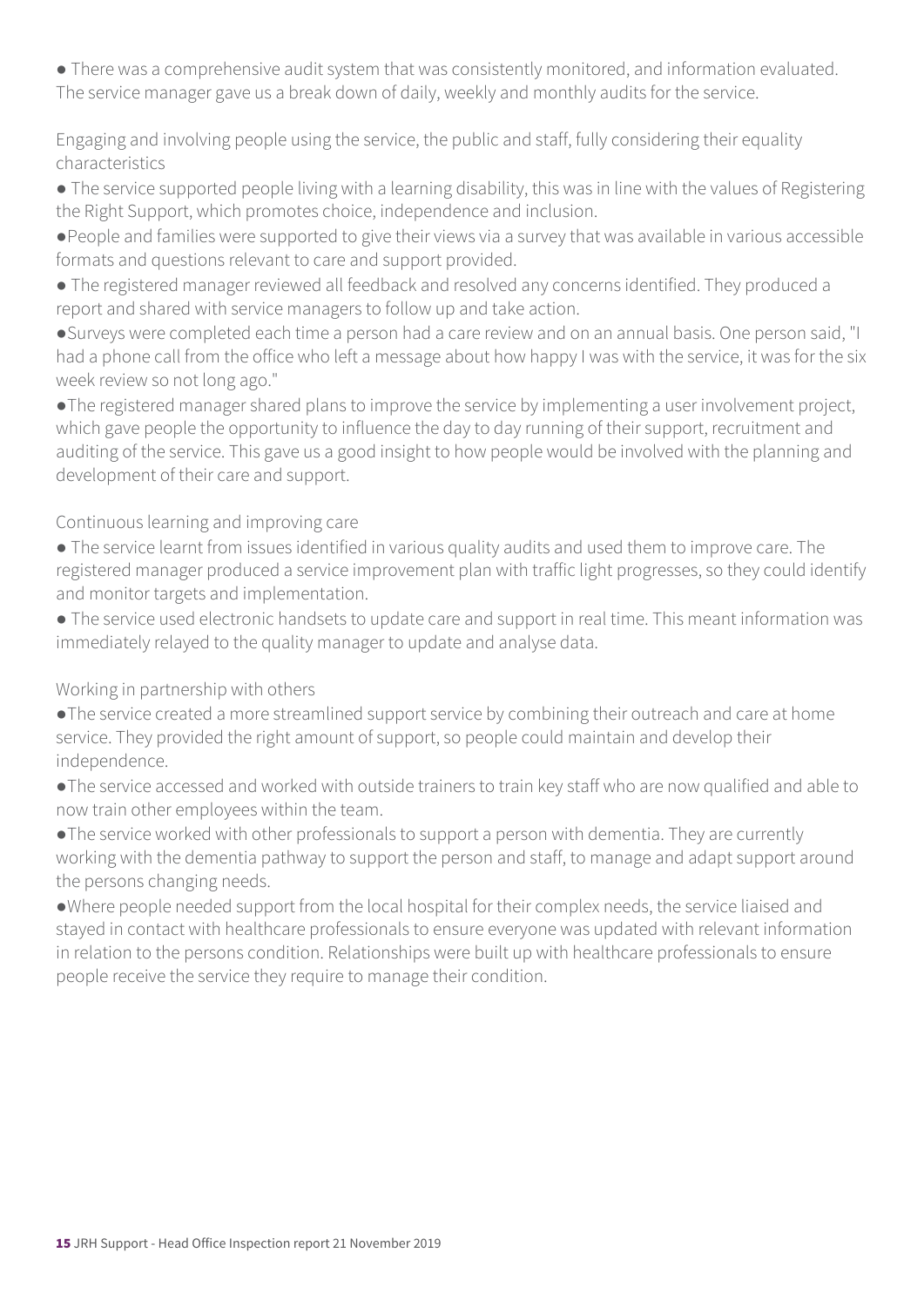- There was a comprehensive audit system that was consistently monitored, and information evaluated. The service manager gave us a break down of daily, weekly and monthly audits for the service.

Engaging and involving people using the service, the public and staff, fully considering their equality characteristics

- The service supported people living with a learning disability, this was in line with the values of Registering the Right Support, which promotes choice, independence and inclusion.
- People and families were supported to give their views via a survey that was available in various accessible formats and questions relevant to care and support provided.
- The registered manager reviewed all feedback and resolved any concerns identified. They produced a report and shared with service managers to follow up and take action.
- Surveys were completed each time a person had a care review and on an annual basis. One person said, "I had a phone call from the office who left a message about how happy I was with the service, it was for the six week review so not long ago."
- The registered manager shared plans to improve the service by implementing a user involvement project, which gave people the opportunity to influence the day to day running of their support, recruitment and auditing of the service. This gave us a good insight to how people would be involved with the planning and development of their care and support.

Continuous learning and improving care

- The service learnt from issues identified in various quality audits and used them to improve care. The registered manager produced a service improvement plan with traffic light progresses, so they could identify and monitor targets and implementation.
- The service used electronic handsets to update care and support in real time. This meant information was immediately relayed to the quality manager to update and analyse data.

Working in partnership with others

- The service created a more streamlined support service by combining their outreach and care at home service. They provided the right amount of support, so people could maintain and develop their independence.
- The service accessed and worked with outside trainers to train key staff who are now qualified and able to now train other employees within the team.
- The service worked with other professionals to support a person with dementia. They are currently working with the dementia pathway to support the person and staff, to manage and adapt support around the persons changing needs.
- Where people needed support from the local hospital for their complex needs, the service liaised and stayed in contact with healthcare professionals to ensure everyone was updated with relevant information in relation to the persons condition. Relationships were built up with healthcare professionals to ensure people receive the service they require to manage their condition.